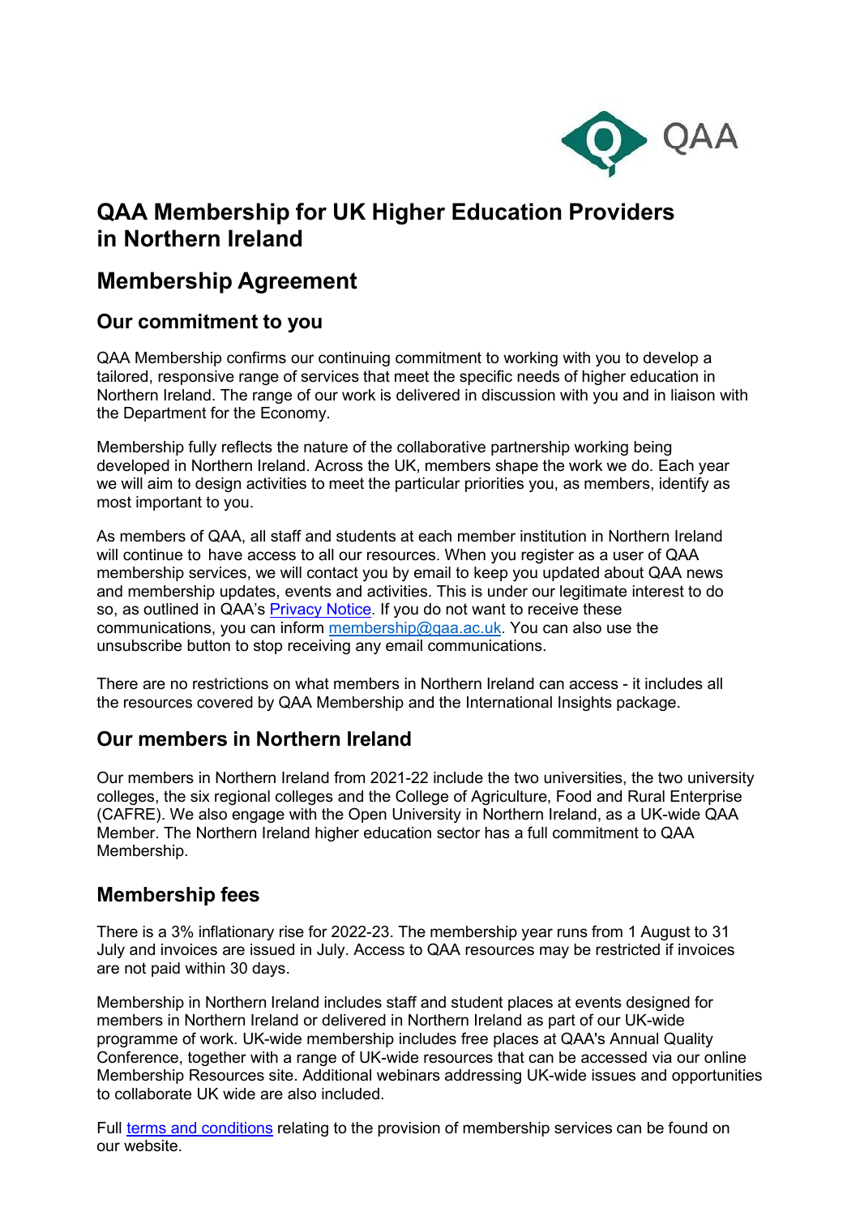# QAA Membership for UK Higher Education Providers in Northern Ireland

## Membership Agreement

### Our commitment to you

QAA Membership confirms our continuing commitment to working with you to develop a tailored, responsive range of services that meet the specific needs of higher education in Northern Ireland. The range of our work is delivered in discussion with you and in liaison with the Department for the Economy.

Membership fully reflects the nature of the collaborative partnership working being developed in Northern Ireland. Across the UK, members shape the work we do. Each year we will aim to design activities to meet the particular priorities you, as members, identify as most important to you.

As members of QAA, all staff and students at each member institution in Northern Ireland will continue to have access to all our resources. When you register as a user of QAA membership services, we will contact you by email to keep you updated about QAA news and membership updates, events and activities. This is under our legitimate interest to do so, as outlined in QAA's Privacy Notice. If you do not want to receive these communications, you can inform membership@qaa.ac.uk. You can also use the unsubscribe button to stop receiving any email communications.

There are no restrictions on what members in Northern Ireland can access - it includes all the resources covered by QAA Membership and the International Insights package.

### Our members in Northern Ireland

Our members in Northern Ireland from 2021-22 include the two universities, the two university colleges, the six regional colleges and the College of Agriculture, Food and Rural Enterprise (CAFRE). We also engage with the Open University in Northern Ireland, as a UK-wide QAA Member. The Northern Ireland higher education sector has a full commitment to QAA Membership.

### Membership fees

There is a 3% inflationary rise for 2022-23. The membership year runs from 1 August to 31 July and invoices are issued in July. Access to QAA resources may be restricted if invoices are not paid within 30 days.

Membership in Northern Ireland includes staff and student places at events designed for members in Northern Ireland or delivered in Northern Ireland as part of our UK-wide programme of work. UK-wide membership includes free places at QAA's Annual Quality Conference, together with a range of UK-wide resources that can be accessed via our online Membership Resources site. Additional webinars addressing UK-wide issues and opportunities to collaborate UK wide are also included.

Full terms and conditions relating to the provision of membership services can be found on our website.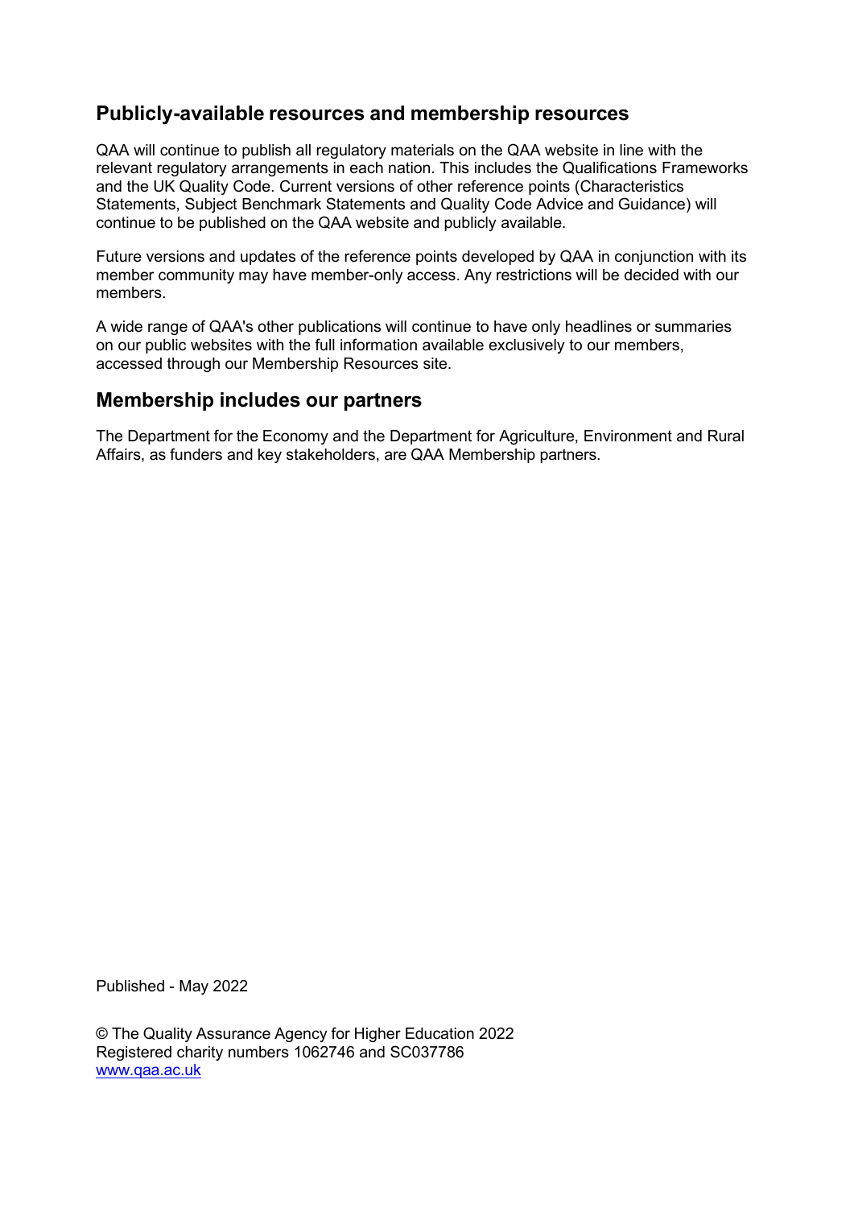## Publicly-available resources and membership resources

QAA will continue to publish all regulatory materials on the QAA website in line with the relevant regulatory arrangements in each nation. This includes the Qualifications Frameworks and the UK Quality Code. Current versions of other reference points (Characteristics Statements, Subject Benchmark Statements and Quality Code Advice and Guidance) will continue to be published on the QAA website and publicly available.

Future versions and updates of the reference points developed by QAA in conjunction with its member community may have member-only access. Any restrictions will be decided with our members.

A wide range of QAA's other publications will continue to have only headlines or summaries on our public websites with the full information available exclusively to our members, accessed through our Membership Resources site.

## Membership includes our partners

The Department for the Economy and the Department for Agriculture, Environment and Rural Affairs, as funders and key stakeholders, are QAA Membership partners.

Published - May 2022

© The Quality Assurance Agency for Higher Education 2022
Registered charity numbers 1062746 and SC037786
[www.qaa.ac.uk](http://www.qaa.ac.uk)